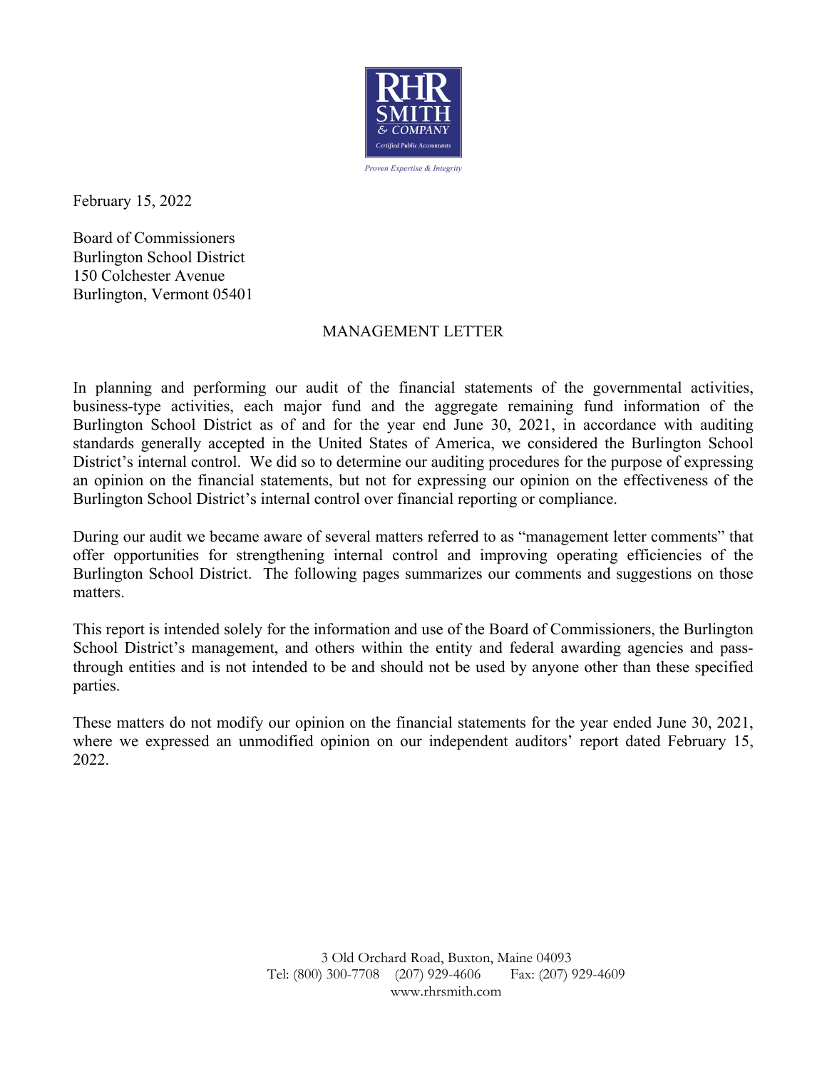RHR SMITH & COMPANY
Certified Public Accountants

*Proven Expertise & Integrity*

February 15, 2022

Board of Commissioners
Burlington School District
150 Colchester Avenue
Burlington, Vermont 05401

## MANAGEMENT LETTER

In planning and performing our audit of the financial statements of the governmental activities, business-type activities, each major fund and the aggregate remaining fund information of the Burlington School District as of and for the year end June 30, 2021, in accordance with auditing standards generally accepted in the United States of America, we considered the Burlington School District's internal control. We did so to determine our auditing procedures for the purpose of expressing an opinion on the financial statements, but not for expressing our opinion on the effectiveness of the Burlington School District's internal control over financial reporting or compliance.

During our audit we became aware of several matters referred to as "management letter comments" that offer opportunities for strengthening internal control and improving operating efficiencies of the Burlington School District. The following pages summarizes our comments and suggestions on those matters.

This report is intended solely for the information and use of the Board of Commissioners, the Burlington School District's management, and others within the entity and federal awarding agencies and pass-through entities and is not intended to be and should not be used by anyone other than these specified parties.

These matters do not modify our opinion on the financial statements for the year ended June 30, 2021, where we expressed an unmodified opinion on our independent auditors' report dated February 15, 2022.

3 Old Orchard Road, Buxton, Maine 04093
Tel: (800) 300-7708 (207) 929-4606 Fax: (207) 929-4609
www.rhrsmith.com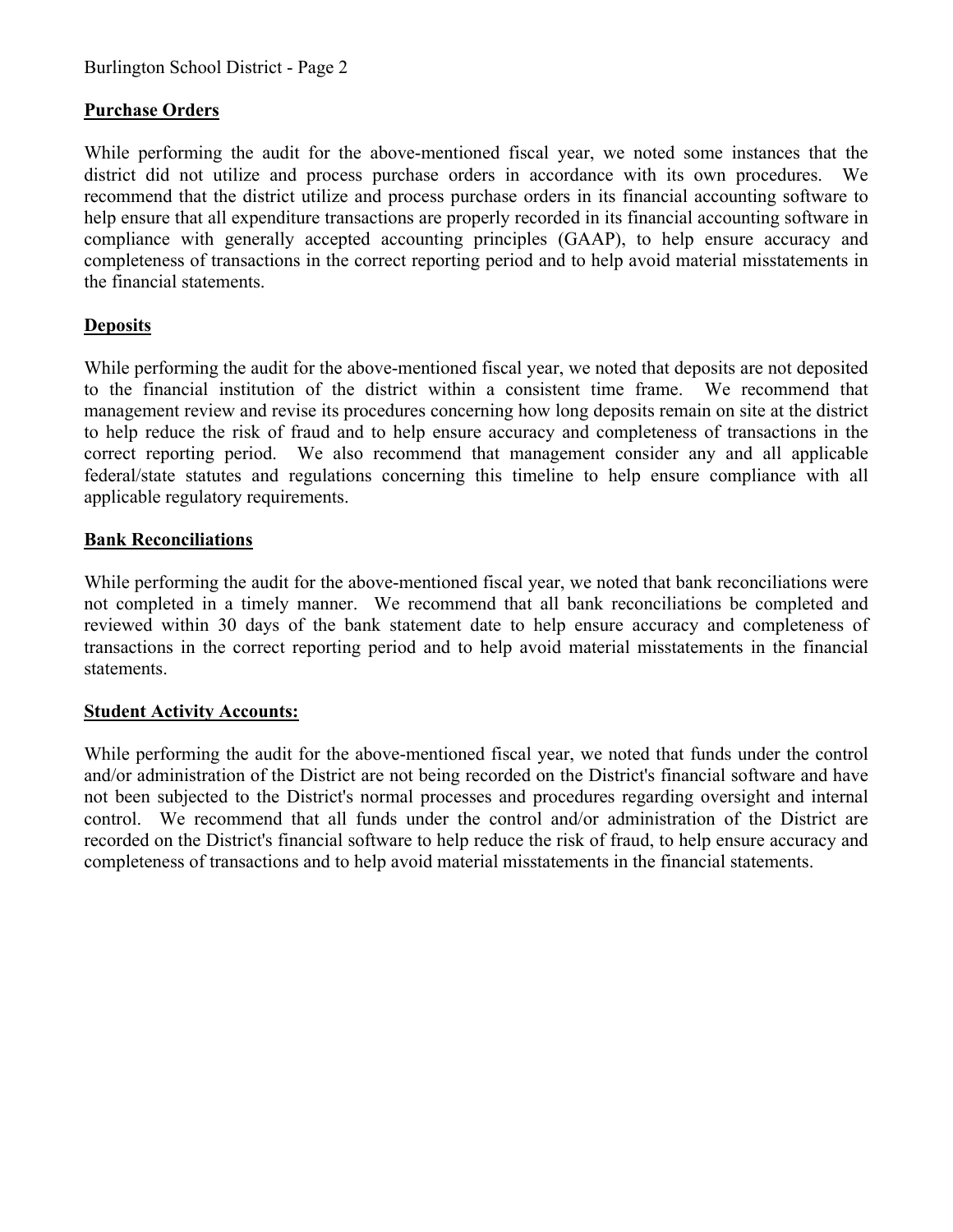## Purchase Orders

While performing the audit for the above-mentioned fiscal year, we noted some instances that the district did not utilize and process purchase orders in accordance with its own procedures. We recommend that the district utilize and process purchase orders in its financial accounting software to help ensure that all expenditure transactions are properly recorded in its financial accounting software in compliance with generally accepted accounting principles (GAAP), to help ensure accuracy and completeness of transactions in the correct reporting period and to help avoid material misstatements in the financial statements.

## Deposits

While performing the audit for the above-mentioned fiscal year, we noted that deposits are not deposited to the financial institution of the district within a consistent time frame. We recommend that management review and revise its procedures concerning how long deposits remain on site at the district to help reduce the risk of fraud and to help ensure accuracy and completeness of transactions in the correct reporting period. We also recommend that management consider any and all applicable federal/state statutes and regulations concerning this timeline to help ensure compliance with all applicable regulatory requirements.

## Bank Reconciliations

While performing the audit for the above-mentioned fiscal year, we noted that bank reconciliations were not completed in a timely manner. We recommend that all bank reconciliations be completed and reviewed within 30 days of the bank statement date to help ensure accuracy and completeness of transactions in the correct reporting period and to help avoid material misstatements in the financial statements.

## Student Activity Accounts:

While performing the audit for the above-mentioned fiscal year, we noted that funds under the control and/or administration of the District are not being recorded on the District's financial software and have not been subjected to the District's normal processes and procedures regarding oversight and internal control. We recommend that all funds under the control and/or administration of the District are recorded on the District's financial software to help reduce the risk of fraud, to help ensure accuracy and completeness of transactions and to help avoid material misstatements in the financial statements.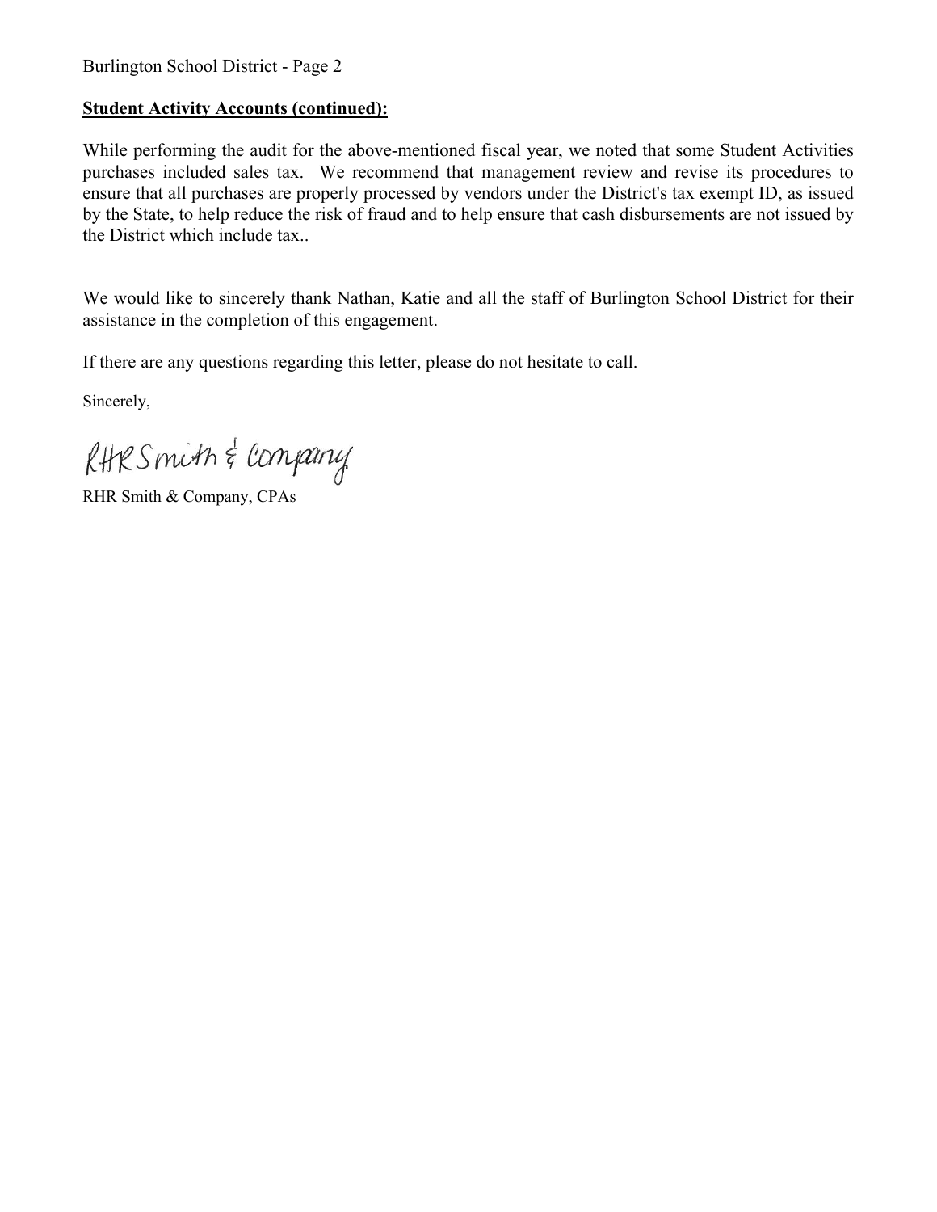**Student Activity Accounts (continued):**

While performing the audit for the above-mentioned fiscal year, we noted that some Student Activities purchases included sales tax. We recommend that management review and revise its procedures to ensure that all purchases are properly processed by vendors under the District's tax exempt ID, as issued by the State, to help reduce the risk of fraud and to help ensure that cash disbursements are not issued by the District which include tax..

We would like to sincerely thank Nathan, Katie and all the staff of Burlington School District for their assistance in the completion of this engagement.

If there are any questions regarding this letter, please do not hesitate to call.

Sincerely,

RHR Smith & Company

RHR Smith & Company, CPAs